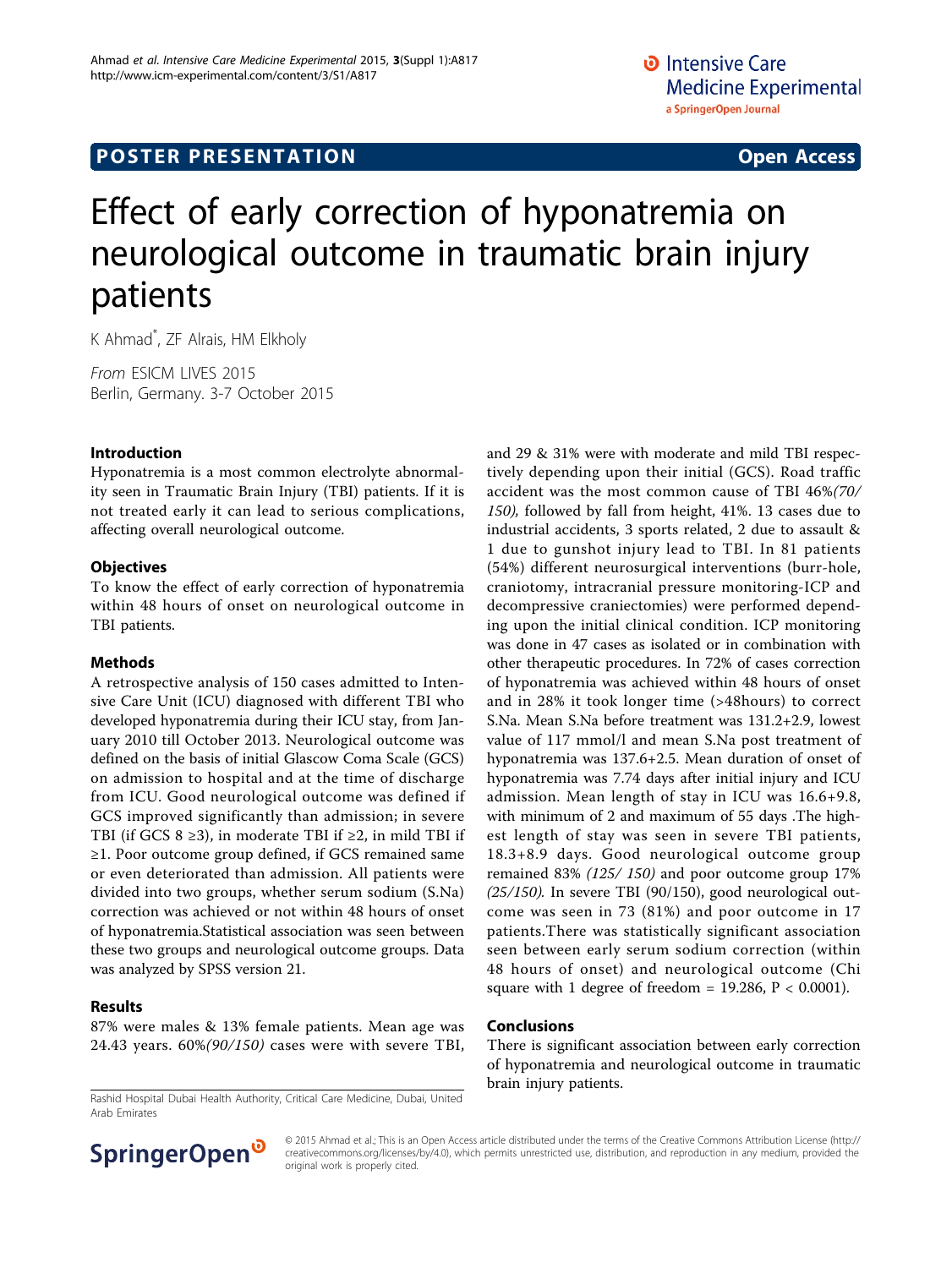POSTER PRESENTATION **Open Access**

# Effect of early correction of hyponatremia on neurological outcome in traumatic brain injury patients

K Ahmad*, ZF Alrais, HM Elkholy

*From* ESICM LIVES 2015
Berlin, Germany. 3-7 October 2015

## Introduction

Hyponatremia is a most common electrolyte abnormality seen in Traumatic Brain Injury (TBI) patients. If it is not treated early it can lead to serious complications, affecting overall neurological outcome.

## Objectives

To know the effect of early correction of hyponatremia within 48 hours of onset on neurological outcome in TBI patients.

## Methods

A retrospective analysis of 150 cases admitted to Intensive Care Unit (ICU) diagnosed with different TBI who developed hyponatremia during their ICU stay, from January 2010 till October 2013. Neurological outcome was defined on the basis of initial Glasgow Coma Scale (GCS) on admission to hospital and at the time of discharge from ICU. Good neurological outcome was defined if GCS improved significantly than admission; in severe TBI (if GCS 8 ≥3), in moderate TBI if ≥2, in mild TBI if ≥1. Poor outcome group defined, if GCS remained same or even deteriorated than admission. All patients were divided into two groups, whether serum sodium (S.Na) correction was achieved or not within 48 hours of onset of hyponatremia.Statistical association was seen between these two groups and neurological outcome groups. Data was analyzed by SPSS version 21.

## Results

87% were males & 13% female patients. Mean age was 24.43 years. 60%*(90/150)* cases were with severe TBI, and 29 & 31% were with moderate and mild TBI respectively depending upon their initial (GCS). Road traffic accident was the most common cause of TBI 46%*(70/150),* followed by fall from height, 41%. 13 cases due to industrial accidents, 3 sports related, 2 due to assault & 1 due to gunshot injury lead to TBI. In 81 patients (54%) different neurosurgical interventions (burr-hole, craniotomy, intracranial pressure monitoring-ICP and decompressive craniectomies) were performed depending upon the initial clinical condition. ICP monitoring was done in 47 cases as isolated or in combination with other therapeutic procedures. In 72% of cases correction of hyponatremia was achieved within 48 hours of onset and in 28% it took longer time (>48hours) to correct S.Na. Mean S.Na before treatment was 131.2+2.9, lowest value of 117 mmol/l and mean S.Na post treatment of hyponatremia was 137.6+2.5. Mean duration of onset of hyponatremia was 7.74 days after initial injury and ICU admission. Mean length of stay in ICU was 16.6+9.8, with minimum of 2 and maximum of 55 days .The highest length of stay was seen in severe TBI patients, 18.3+8.9 days. Good neurological outcome group remained 83% *(125/ 150)* and poor outcome group 17% *(25/150).* In severe TBI (90/150), good neurological outcome was seen in 73 (81%) and poor outcome in 17 patients.There was statistically significant association seen between early serum sodium correction (within 48 hours of onset) and neurological outcome (Chi square with 1 degree of freedom = 19.286, $P < 0.0001$).

## Conclusions

There is significant association between early correction of hyponatremia and neurological outcome in traumatic brain injury patients.

Rashid Hospital Dubai Health Authority, Critical Care Medicine, Dubai, United Arab Emirates

© 2015 Ahmad et al.; This is an Open Access article distributed under the terms of the Creative Commons Attribution License (http://creativecommons.org/licenses/by/4.0), which permits unrestricted use, distribution, and reproduction in any medium, provided the original work is properly cited.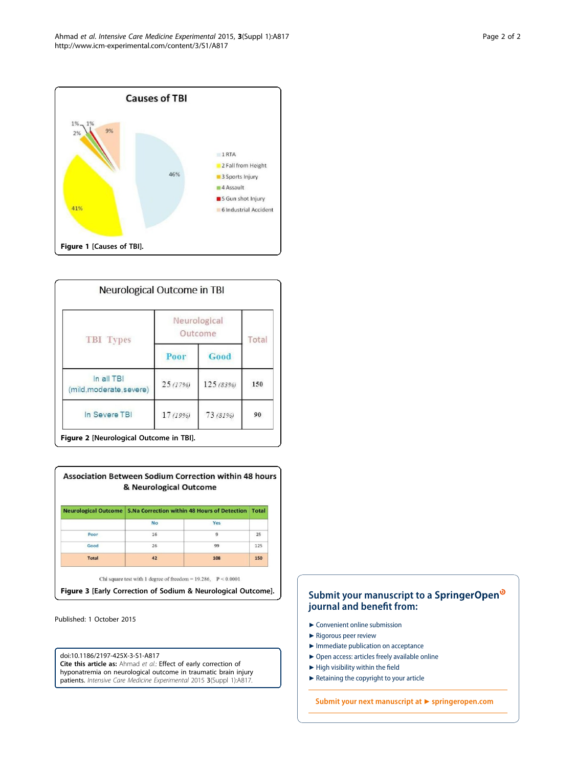Causes of TBI

1%  1%

2%

9%

46%

41%

1 RTA

2 Fall from Height

3 Sports Injury

4 Assault

5 Gun shot Injury

6 Industrial Accident

**Figure 1** [Causes of TBI].

Neurological Outcome in TBI

| TBI Types | Neurological Outcome | | Total |
|---|---|---|---|
| | Poor | Good | |
| In all TBI (mild,moderate,severe) | 25 *(17%)* | 125 *(83%)* | 150 |
| In Severe TBI | 17 *(19%)* | 73 *(81%)* | 90 |

**Figure 2** [Neurological Outcome in TBI].

**Association Between Sodium Correction within 48 hours & Neurological Outcome**

| Neurological Outcome | S.Na Correction within 48 Hours of Detection | | Total |
|---|---|---|---|
| | No | Yes | |
| Poor | 16 | 9 | 25 |
| Good | 26 | 99 | 125 |
| Total | 42 | 108 | 150 |

Chi square test with 1 degree of freedom = 19.286, $P < 0.0001$

**Figure 3** [Early Correction of Sodium & Neurological Outcome].

Published: 1 October 2015

doi:10.1186/2197-425X-3-S1-A817

**Cite this article as:** Ahmad *et al.*: Effect of early correction of hyponatremia on neurological outcome in traumatic brain injury patients. *Intensive Care Medicine Experimental* 2015 3(Suppl 1):A817.

**Submit your manuscript to a SpringerOpen journal and benefit from:**

- ► Convenient online submission
- ► Rigorous peer review
- ► Immediate publication on acceptance
- ► Open access: articles freely available online
- ► High visibility within the field
- ► Retaining the copyright to your article

**Submit your next manuscript at ► springeropen.com**